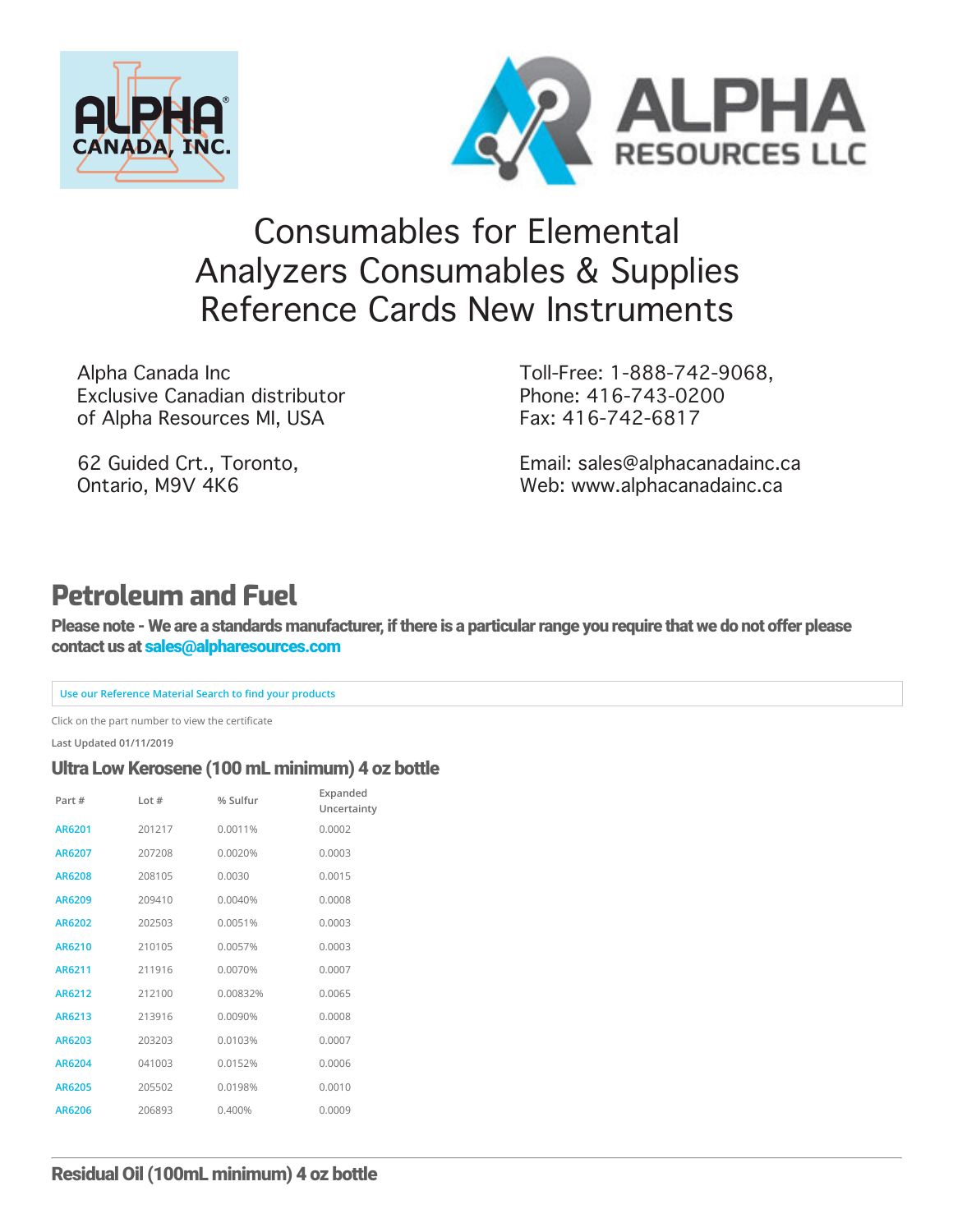ALPHA CANADA, INC.

ALPHA RESOURCES LLC

# Consumables for Elemental Analyzers Consumables & Supplies Reference Cards New Instruments

Alpha Canada Inc
Exclusive Canadian distributor
of Alpha Resources MI, USA

62 Guided Crt., Toronto,
Ontario, M9V 4K6

Toll-Free: 1-888-742-9068,
Phone: 416-743-0200
Fax: 416-742-6817

Email: sales@alphacanadainc.ca
Web: www.alphacanadainc.ca

## Petroleum and Fuel

**Please note - We are a standards manufacturer, if there is a particular range you require that we do not offer please contact us at sales@alpharesources.com**

Use our Reference Material Search to find your products

Click on the part number to view the certificate

Last Updated 01/11/2019

### Ultra Low Kerosene (100 mL minimum) 4 oz bottle

| Part # | Lot # | % Sulfur | Expanded Uncertainty |
| --- | --- | --- | --- |
| AR6201 | 201217 | 0.0011% | 0.0002 |
| AR6207 | 207208 | 0.0020% | 0.0003 |
| AR6208 | 208105 | 0.0030 | 0.0015 |
| AR6209 | 209410 | 0.0040% | 0.0008 |
| AR6202 | 202503 | 0.0051% | 0.0003 |
| AR6210 | 210105 | 0.0057% | 0.0003 |
| AR6211 | 211916 | 0.0070% | 0.0007 |
| AR6212 | 212100 | 0.00832% | 0.0065 |
| AR6213 | 213916 | 0.0090% | 0.0008 |
| AR6203 | 203203 | 0.0103% | 0.0007 |
| AR6204 | 041003 | 0.0152% | 0.0006 |
| AR6205 | 205502 | 0.0198% | 0.0010 |
| AR6206 | 206893 | 0.400% | 0.0009 |

### Residual Oil (100mL minimum) 4 oz bottle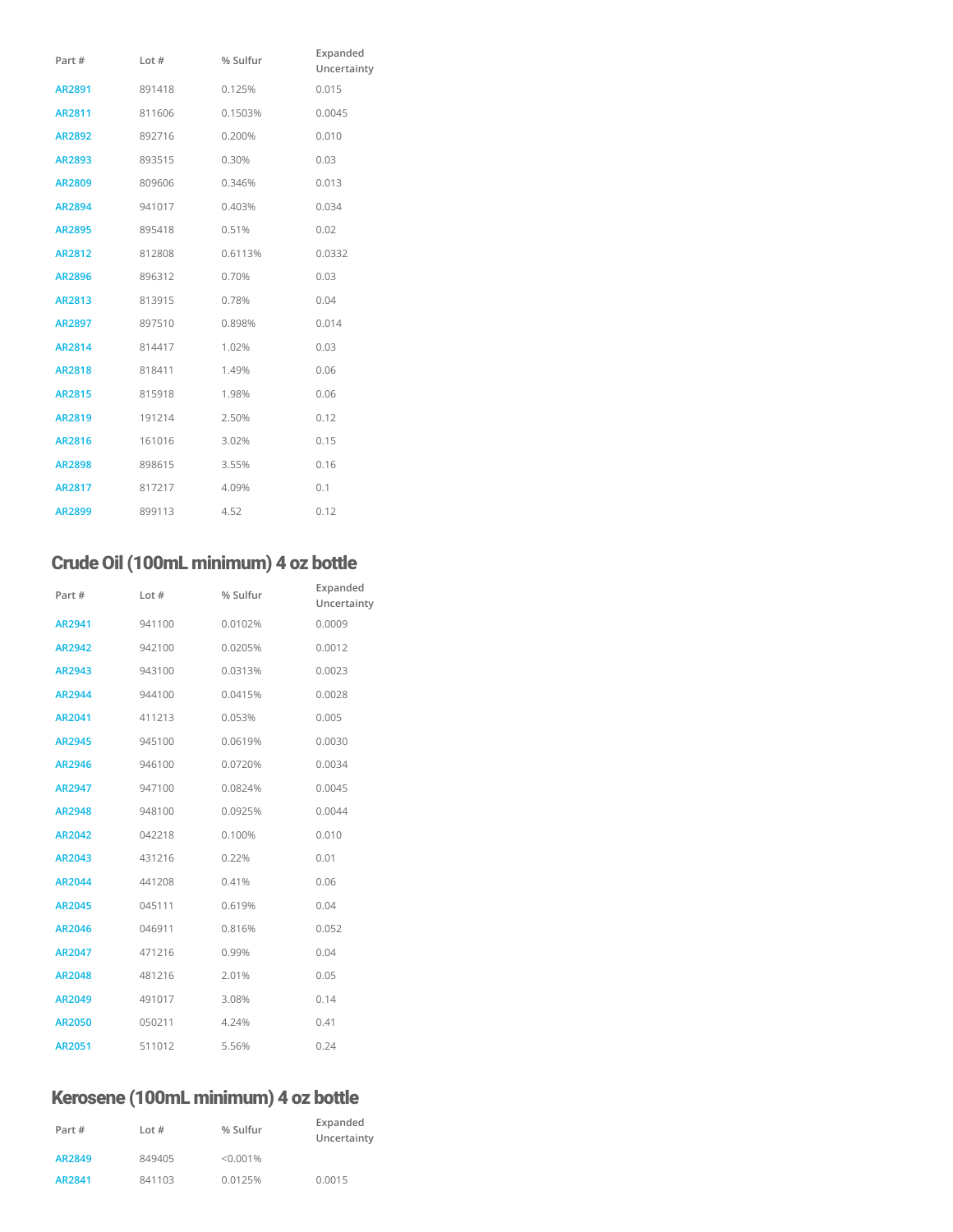| Part # | Lot # | % Sulfur | Expanded Uncertainty |
|---|---|---|---|
| AR2891 | 891418 | 0.125% | 0.015 |
| AR2811 | 811606 | 0.1503% | 0.0045 |
| AR2892 | 892716 | 0.200% | 0.010 |
| AR2893 | 893515 | 0.30% | 0.03 |
| AR2809 | 809606 | 0.346% | 0.013 |
| AR2894 | 941017 | 0.403% | 0.034 |
| AR2895 | 895418 | 0.51% | 0.02 |
| AR2812 | 812808 | 0.6113% | 0.0332 |
| AR2896 | 896312 | 0.70% | 0.03 |
| AR2813 | 813915 | 0.78% | 0.04 |
| AR2897 | 897510 | 0.898% | 0.014 |
| AR2814 | 814417 | 1.02% | 0.03 |
| AR2818 | 818411 | 1.49% | 0.06 |
| AR2815 | 815918 | 1.98% | 0.06 |
| AR2819 | 191214 | 2.50% | 0.12 |
| AR2816 | 161016 | 3.02% | 0.15 |
| AR2898 | 898615 | 3.55% | 0.16 |
| AR2817 | 817217 | 4.09% | 0.1 |
| AR2899 | 899113 | 4.52 | 0.12 |

## Crude Oil (100mL minimum) 4 oz bottle

| Part # | Lot # | % Sulfur | Expanded Uncertainty |
|---|---|---|---|
| AR2941 | 941100 | 0.0102% | 0.0009 |
| AR2942 | 942100 | 0.0205% | 0.0012 |
| AR2943 | 943100 | 0.0313% | 0.0023 |
| AR2944 | 944100 | 0.0415% | 0.0028 |
| AR2041 | 411213 | 0.053% | 0.005 |
| AR2945 | 945100 | 0.0619% | 0.0030 |
| AR2946 | 946100 | 0.0720% | 0.0034 |
| AR2947 | 947100 | 0.0824% | 0.0045 |
| AR2948 | 948100 | 0.0925% | 0.0044 |
| AR2042 | 042218 | 0.100% | 0.010 |
| AR2043 | 431216 | 0.22% | 0.01 |
| AR2044 | 441208 | 0.41% | 0.06 |
| AR2045 | 045111 | 0.619% | 0.04 |
| AR2046 | 046911 | 0.816% | 0.052 |
| AR2047 | 471216 | 0.99% | 0.04 |
| AR2048 | 481216 | 2.01% | 0.05 |
| AR2049 | 491017 | 3.08% | 0.14 |
| AR2050 | 050211 | 4.24% | 0.41 |
| AR2051 | 511012 | 5.56% | 0.24 |

## Kerosene (100mL minimum) 4 oz bottle

| Part # | Lot # | % Sulfur | Expanded Uncertainty |
|---|---|---|---|
| AR2849 | 849405 | <0.001% | |
| AR2841 | 841103 | 0.0125% | 0.0015 |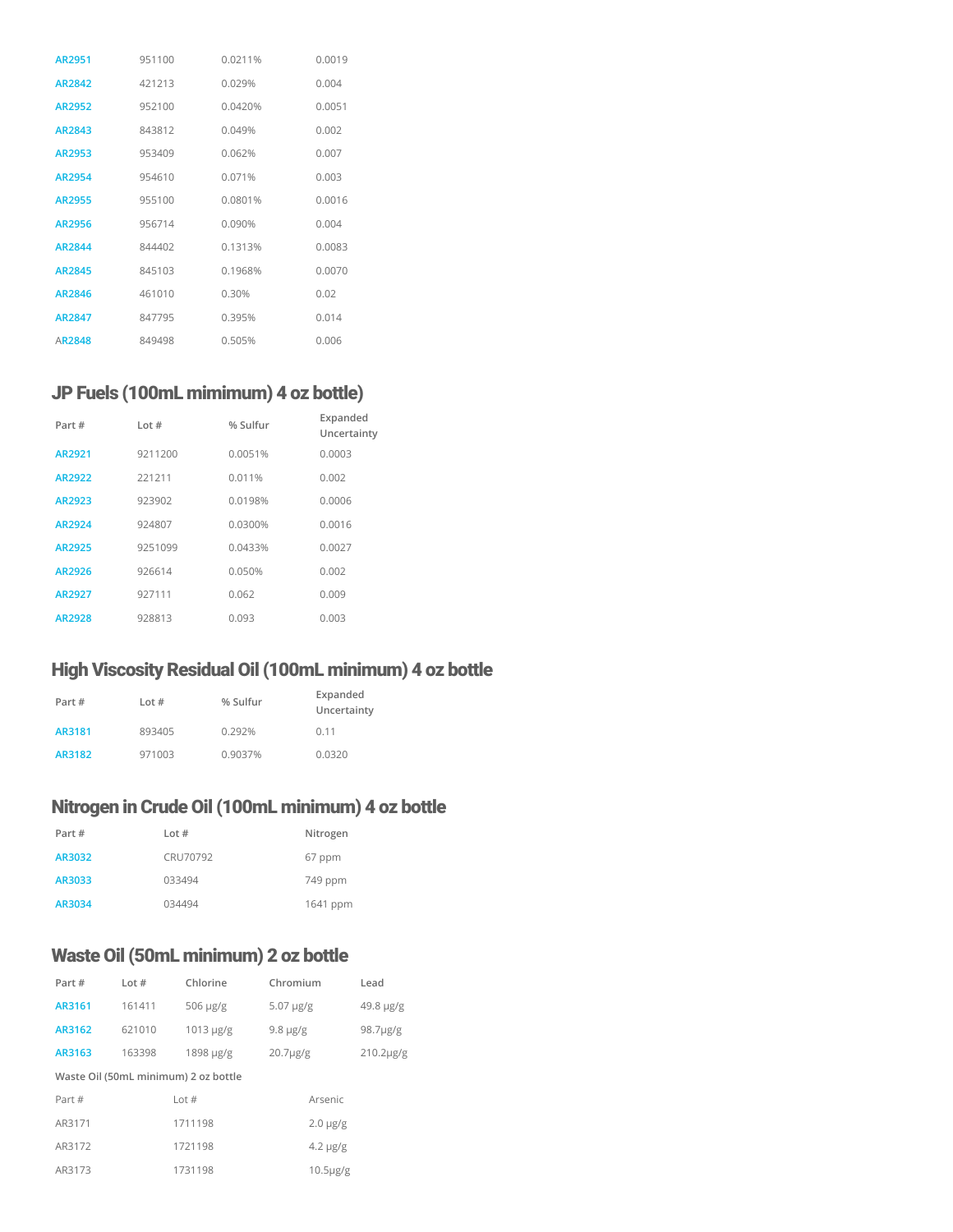| | | | |
|---|---|---|---|
| AR2951 | 951100 | 0.0211% | 0.0019 |
| AR2842 | 421213 | 0.029% | 0.004 |
| AR2952 | 952100 | 0.0420% | 0.0051 |
| AR2843 | 843812 | 0.049% | 0.002 |
| AR2953 | 953409 | 0.062% | 0.007 |
| AR2954 | 954610 | 0.071% | 0.003 |
| AR2955 | 955100 | 0.0801% | 0.0016 |
| AR2956 | 956714 | 0.090% | 0.004 |
| AR2844 | 844402 | 0.1313% | 0.0083 |
| AR2845 | 845103 | 0.1968% | 0.0070 |
| AR2846 | 461010 | 0.30% | 0.02 |
| AR2847 | 847795 | 0.395% | 0.014 |
| AR2848 | 849498 | 0.505% | 0.006 |

## JP Fuels (100mL mimimum) 4 oz bottle)

| Part # | Lot # | % Sulfur | Expanded Uncertainty |
|---|---|---|---|
| AR2921 | 9211200 | 0.0051% | 0.0003 |
| AR2922 | 221211 | 0.011% | 0.002 |
| AR2923 | 923902 | 0.0198% | 0.0006 |
| AR2924 | 924807 | 0.0300% | 0.0016 |
| AR2925 | 9251099 | 0.0433% | 0.0027 |
| AR2926 | 926614 | 0.050% | 0.002 |
| AR2927 | 927111 | 0.062 | 0.009 |
| AR2928 | 928813 | 0.093 | 0.003 |

## High Viscosity Residual Oil (100mL minimum) 4 oz bottle

| Part # | Lot # | % Sulfur | Expanded Uncertainty |
|---|---|---|---|
| AR3181 | 893405 | 0.292% | 0.11 |
| AR3182 | 971003 | 0.9037% | 0.0320 |

## Nitrogen in Crude Oil (100mL minimum) 4 oz bottle

| Part # | Lot # | Nitrogen |
|---|---|---|
| AR3032 | CRU70792 | 67 ppm |
| AR3033 | 033494 | 749 ppm |
| AR3034 | 034494 | 1641 ppm |

## Waste Oil (50mL minimum) 2 oz bottle

| Part # | Lot # | Chlorine | Chromium | Lead |
|---|---|---|---|---|
| AR3161 | 161411 | 506 μg/g | 5.07 μg/g | 49.8 μg/g |
| AR3162 | 621010 | 1013 μg/g | 9.8 μg/g | 98.7μg/g |
| AR3163 | 163398 | 1898 μg/g | 20.7μg/g | 210.2μg/g |

**Waste Oil (50mL minimum) 2 oz bottle**

| Part # | Lot # | Arsenic |
|---|---|---|
| AR3171 | 1711198 | 2.0 μg/g |
| AR3172 | 1721198 | 4.2 μg/g |
| AR3173 | 1731198 | 10.5μg/g |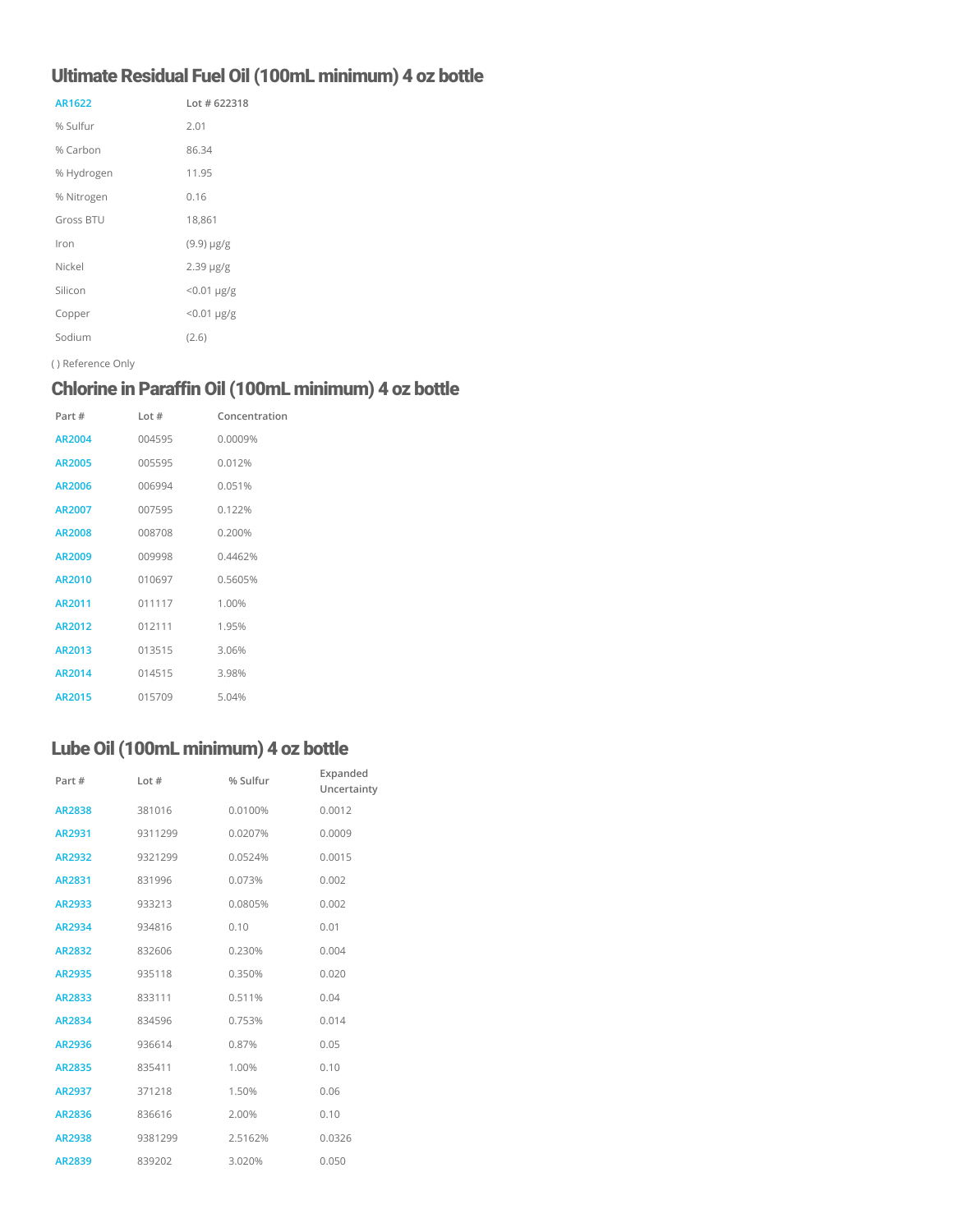## Ultimate Residual Fuel Oil (100mL minimum) 4 oz bottle

| AR1622 | Lot # 622318 |
|---|---|
| % Sulfur | 2.01 |
| % Carbon | 86.34 |
| % Hydrogen | 11.95 |
| % Nitrogen | 0.16 |
| Gross BTU | 18,861 |
| Iron | (9.9) µg/g |
| Nickel | 2.39 µg/g |
| Silicon | <0.01 µg/g |
| Copper | <0.01 µg/g |
| Sodium | (2.6) |

( ) Reference Only

## Chlorine in Paraffin Oil (100mL minimum) 4 oz bottle

| Part # | Lot # | Concentration |
|---|---|---|
| AR2004 | 004595 | 0.0009% |
| AR2005 | 005595 | 0.012% |
| AR2006 | 006994 | 0.051% |
| AR2007 | 007595 | 0.122% |
| AR2008 | 008708 | 0.200% |
| AR2009 | 009998 | 0.4462% |
| AR2010 | 010697 | 0.5605% |
| AR2011 | 011117 | 1.00% |
| AR2012 | 012111 | 1.95% |
| AR2013 | 013515 | 3.06% |
| AR2014 | 014515 | 3.98% |
| AR2015 | 015709 | 5.04% |

## Lube Oil (100mL minimum) 4 oz bottle

| Part # | Lot # | % Sulfur | Expanded Uncertainty |
|---|---|---|---|
| AR2838 | 381016 | 0.0100% | 0.0012 |
| AR2931 | 9311299 | 0.0207% | 0.0009 |
| AR2932 | 9321299 | 0.0524% | 0.0015 |
| AR2831 | 831996 | 0.073% | 0.002 |
| AR2933 | 933213 | 0.0805% | 0.002 |
| AR2934 | 934816 | 0.10 | 0.01 |
| AR2832 | 832606 | 0.230% | 0.004 |
| AR2935 | 935118 | 0.350% | 0.020 |
| AR2833 | 833111 | 0.511% | 0.04 |
| AR2834 | 834596 | 0.753% | 0.014 |
| AR2936 | 936614 | 0.87% | 0.05 |
| AR2835 | 835411 | 1.00% | 0.10 |
| AR2937 | 371218 | 1.50% | 0.06 |
| AR2836 | 836616 | 2.00% | 0.10 |
| AR2938 | 9381299 | 2.5162% | 0.0326 |
| AR2839 | 839202 | 3.020% | 0.050 |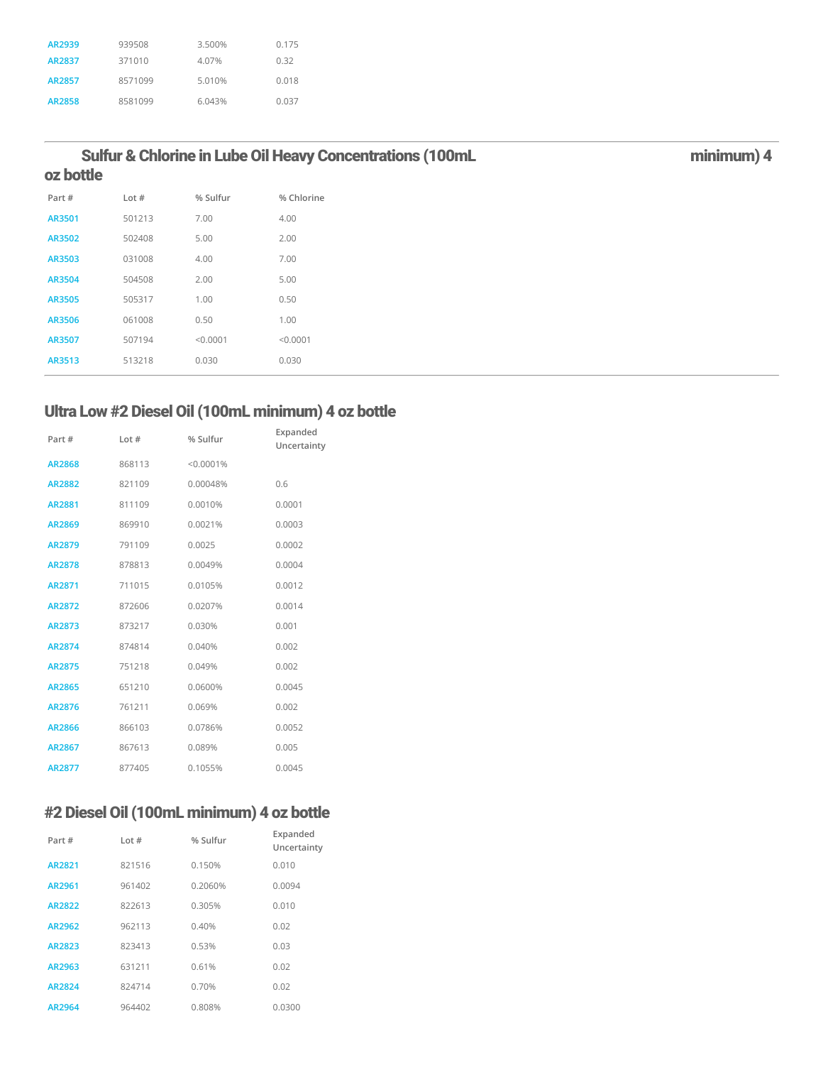| AR2939 | 939508 | 3.500% | 0.175 |
|---|---|---|---|
| AR2837 | 371010 | 4.07% | 0.32 |
| AR2857 | 8571099 | 5.010% | 0.018 |
| AR2858 | 8581099 | 6.043% | 0.037 |

## Sulfur & Chlorine in Lube Oil Heavy Concentrations (100mL minimum) 4 oz bottle

| Part # | Lot # | % Sulfur | % Chlorine |
|---|---|---|---|
| AR3501 | 501213 | 7.00 | 4.00 |
| AR3502 | 502408 | 5.00 | 2.00 |
| AR3503 | 031008 | 4.00 | 7.00 |
| AR3504 | 504508 | 2.00 | 5.00 |
| AR3505 | 505317 | 1.00 | 0.50 |
| AR3506 | 061008 | 0.50 | 1.00 |
| AR3507 | 507194 | <0.0001 | <0.0001 |
| AR3513 | 513218 | 0.030 | 0.030 |

## Ultra Low #2 Diesel Oil (100mL minimum) 4 oz bottle

| Part # | Lot # | % Sulfur | Expanded Uncertainty |
|---|---|---|---|
| AR2868 | 868113 | <0.0001% | |
| AR2882 | 821109 | 0.00048% | 0.6 |
| AR2881 | 811109 | 0.0010% | 0.0001 |
| AR2869 | 869910 | 0.0021% | 0.0003 |
| AR2879 | 791109 | 0.0025 | 0.0002 |
| AR2878 | 878813 | 0.0049% | 0.0004 |
| AR2871 | 711015 | 0.0105% | 0.0012 |
| AR2872 | 872606 | 0.0207% | 0.0014 |
| AR2873 | 873217 | 0.030% | 0.001 |
| AR2874 | 874814 | 0.040% | 0.002 |
| AR2875 | 751218 | 0.049% | 0.002 |
| AR2865 | 651210 | 0.0600% | 0.0045 |
| AR2876 | 761211 | 0.069% | 0.002 |
| AR2866 | 866103 | 0.0786% | 0.0052 |
| AR2867 | 867613 | 0.089% | 0.005 |
| AR2877 | 877405 | 0.1055% | 0.0045 |

## #2 Diesel Oil (100mL minimum) 4 oz bottle

| Part # | Lot # | % Sulfur | Expanded Uncertainty |
|---|---|---|---|
| AR2821 | 821516 | 0.150% | 0.010 |
| AR2961 | 961402 | 0.2060% | 0.0094 |
| AR2822 | 822613 | 0.305% | 0.010 |
| AR2962 | 962113 | 0.40% | 0.02 |
| AR2823 | 823413 | 0.53% | 0.03 |
| AR2963 | 631211 | 0.61% | 0.02 |
| AR2824 | 824714 | 0.70% | 0.02 |
| AR2964 | 964402 | 0.808% | 0.0300 |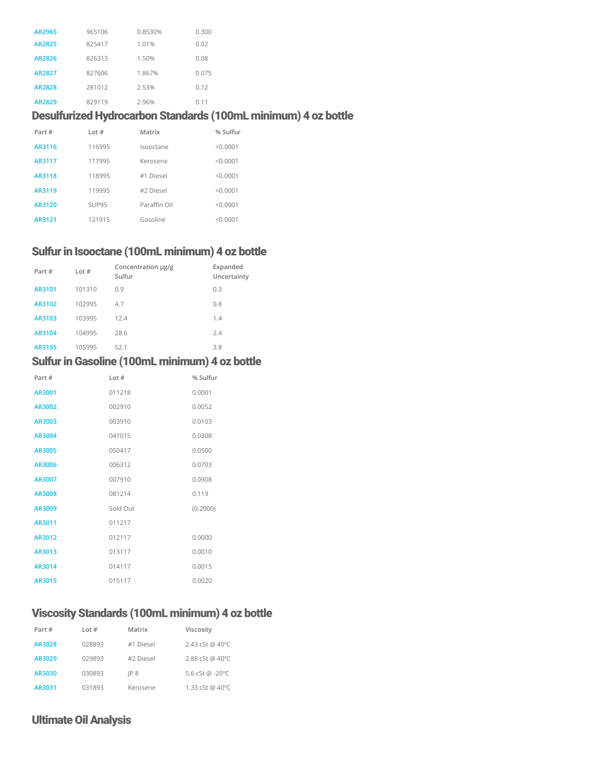| | | | |
|---|---|---|---|
| AR2965 | 965106 | 0.8530% | 0.300 |
| AR2825 | 825417 | 1.01% | 0.02 |
| AR2826 | 826313 | 1.50% | 0.08 |
| AR2827 | 827606 | 1.867% | 0.075 |
| AR2828 | 281012 | 2.53% | 0.12 |
| AR2829 | 829119 | 2.96% | 0.11 |

## Desulfurized Hydrocarbon Standards (100mL minimum) 4 oz bottle

| Part # | Lot # | Matrix | % Sulfur |
|---|---|---|---|
| AR3116 | 116995 | Isooctane | <0.0001 |
| AR3117 | 117995 | Kerosene | <0.0001 |
| AR3118 | 118995 | #1 Diesel | <0.0001 |
| AR3119 | 119995 | #2 Diesel | <0.0001 |
| AR3120 | SUP95 | Paraffin Oil | <0.0001 |
| AR3121 | 121915 | Gasoline | <0.0001 |

## Sulfur in Isooctane (100mL minimum) 4 oz bottle

| Part # | Lot # | Concentration µg/g Sulfur | Expanded Uncertainty |
|---|---|---|---|
| AR3101 | 101310 | 0.9 | 0.3 |
| AR3102 | 102995 | 4.7 | 0.8 |
| AR3103 | 103995 | 12.4 | 1.4 |
| AR3104 | 104995 | 28.6 | 2.4 |
| AR3105 | 105995 | 52.1 | 3.8 |

## Sulfur in Gasoline (100mL minimum) 4 oz bottle

| Part # | Lot # | % Sulfur |
|---|---|---|
| AR3001 | 011218 | 0.0001 |
| AR3002 | 002910 | 0.0052 |
| AR3003 | 003910 | 0.0103 |
| AR3004 | 041015 | 0.0308 |
| AR3005 | 050417 | 0.0500 |
| AR3006 | 006312 | 0.0703 |
| AR3007 | 007910 | 0.0908 |
| AR3008 | 081214 | 0.119 |
| AR3009 | Sold Out | (0.2000) |
| AR3011 | 011217 | |
| AR3012 | 012117 | 0.0000 |
| AR3013 | 013117 | 0.0010 |
| AR3014 | 014117 | 0.0015 |
| AR3015 | 015117 | 0.0020 |

## Viscosity Standards (100mL minimum) 4 oz bottle

| Part # | Lot # | Matrix | Viscosity |
|---|---|---|---|
| AR3028 | 028893 | #1 Diesel | 2.43 cSt @ 40ºC |
| AR3029 | 029893 | #2 Diesel | 2.88 cSt @ 40ºC |
| AR3030 | 030893 | JP 8 | 5.6 cSt @ -20ºC |
| AR3031 | 031893 | Kerosene | 1.33 cSt @ 40ºC |

## Ultimate Oil Analysis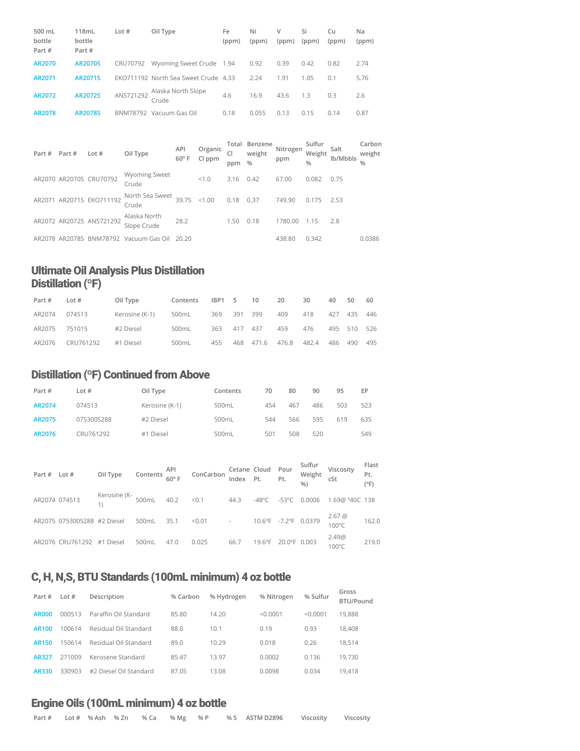| 500 mL bottle Part # | 118mL bottle Part # | Lot # | Oil Type | Fe (ppm) | Ni (ppm) | V (ppm) | Si (ppm) | Cu (ppm) | Na (ppm) |
|---|---|---|---|---|---|---|---|---|---|
| AR2070 | AR2070S | CRU70792 | Wyoming Sweet Crude | 1.94 | 0.92 | 0.39 | 0.42 | 0.82 | 2.74 |
| AR2071 | AR2071S | EKO711192 | North Sea Sweet Crude | 4.33 | 2.24 | 1.91 | 1.05 | 0.1 | 5.76 |
| AR2072 | AR2072S | ANS721292 | Alaska North Slope Crude | 4.6 | 16.9 | 43.6 | 1.3 | 0.3 | 2.6 |
| AR2078 | AR2078S | BNM78792 | Vacuum Gas Oil | 0.18 | 0.055 | 0.13 | 0.15 | 0.14 | 0.87 |

| Part # | Part # | Lot # | Oil Type | API 60° F | Organic Cl ppm | Total Cl ppm | Benzene weight % | Nitrogen ppm | Sulfur Weight % | Salt lb/Mbbls | Carbon weight % |
|---|---|---|---|---|---|---|---|---|---|---|---|
| AR2070 | AR2070S | CRU70792 | Wyoming Sweet Crude | | <1.0 | 3.16 | 0.42 | 67.00 | 0.082 | 0.75 | |
| AR2071 | AR2071S | EKO711192 | North Sea Sweet Crude | 39.75 | <1.00 | 0.18 | 0.37 | 749.90 | 0.175 | 2.53 | |
| AR2072 | AR2072S | ANS721292 | Alaska North Slope Crude | 28.2 | | 1.50 | 0.18 | 1780.00 | 1.15 | 2.8 | |
| AR2078 | AR2078S | BNM78792 | Vacuum Gas Oil | 20.20 | | | | 438.80 | 0.342 | | 0.0386 |

## Ultimate Oil Analysis Plus Distillation
## Distillation (°F)

| Part # | Lot # | Oil Type | Contents | IBP1 | 5 | 10 | 20 | 30 | 40 | 50 | 60 |
|---|---|---|---|---|---|---|---|---|---|---|---|
| AR2074 | 074513 | Kerosine (K-1) | 500mL | 369 | 391 | 399 | 409 | 418 | 427 | 435 | 446 |
| AR2075 | 751015 | #2 Diesel | 500mL | 363 | 417 | 437 | 459 | 476 | 495 | 510 | 526 |
| AR2076 | CRU761292 | #1 Diesel | 500mL | 455 | 468 | 471.6 | 476.8 | 482.4 | 486 | 490 | 495 |

## Distillation (°F) Continued from Above

| Part # | Lot # | Oil Type | Contents | 70 | 80 | 90 | 95 | EP |
|---|---|---|---|---|---|---|---|---|
| AR2074 | 074513 | Kerosine (K-1) | 500mL | 454 | 467 | 486 | 503 | 523 |
| AR2075 | 075300S288 | #2 Diesel | 500mL | 544 | 566 | 595 | 619 | 635 |
| AR2076 | CRU761292 | #1 Diesel | 500mL | 501 | 508 | 520 | | 549 |

| Part # | Lot # | Oil Type | Contents | API 60° F | ConCarbon | Cetane Index | Cloud Pt. | Pour Pt. | Sulfur Weight %) | Viscosity cSt | Flast Pt. (°F) |
|---|---|---|---|---|---|---|---|---|---|---|---|
| AR2074 | 074513 | Kerosine (K-1) | 500mL | 40.2 | <0.1 | 44.3 | -48°C | -53°C | 0.0006 | 1.69@ °40C | 138 |
| AR2075 | 075300S288 | #2 Diesel | 500mL | 35.1 | <0.01 | - | 10.6°F | -7.2°F | 0.0379 | 2.67 @ 100°C | 162.0 |
| AR2076 | CRU761292 | #1 Diesel | 500mL | 47.0 | 0.025 | 66.7 | 19.6°F | 20.0°F | 0.003 | 2.49@ 100°C | 219.0 |

## C, H, N,S, BTU Standards (100mL minimum) 4 oz bottle

| Part # | Lot # | Description | % Carbon | % Hydrogen | % Nitrogen | % Sulfur | Gross BTU/Pound |
|---|---|---|---|---|---|---|---|
| AR000 | 000513 | Paraffin Oil Standard | 85.80 | 14.20 | <0.0001 | <0.0001 | 19,888 |
| AR100 | 100614 | Residual Oil Standard | 88.0 | 10.1 | 0.19 | 0.93 | 18,408 |
| AR150 | 150614 | Residual Oil Standard | 89.0 | 10.29 | 0.018 | 0.26 | 18,514 |
| AR327 | 271009 | Kerosene Standard | 85.47 | 13.97 | 0.0002 | 0.136 | 19,730 |
| AR330 | 330903 | #2 Diesel Oil Standard | 87.05 | 13.08 | 0.0098 | 0.034 | 19,418 |

## Engine Oils (100mL minimum) 4 oz bottle

| Part # | Lot # | % Ash | % Zn | % Ca | % Mg | % P | % S | ASTM D2896 | Viscosity | Viscosity |
|---|---|---|---|---|---|---|---|---|---|---|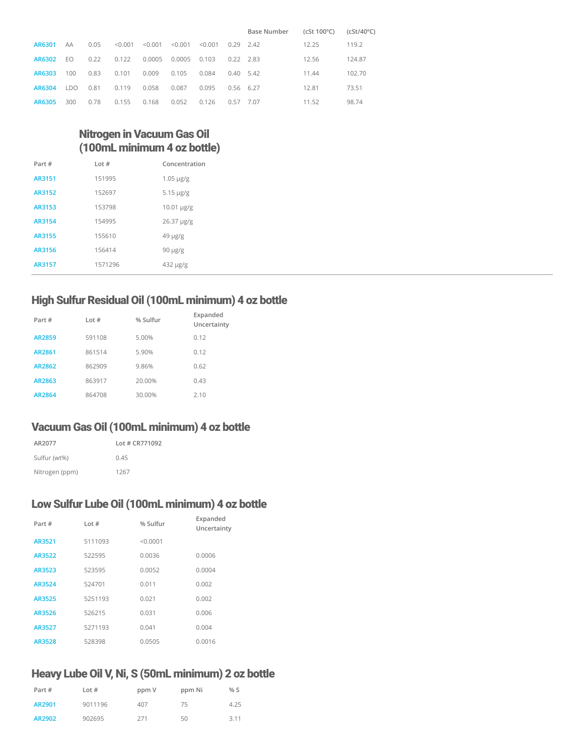| | | | | | | | | Base Number | (cSt 100°C) | (cSt/40°C) |
|---|---|---|---|---|---|---|---|---|---|---|
| AR6301 | AA | 0.05 | <0.001 | <0.001 | <0.001 | <0.001 | 0.29 | 2.42 | 12.25 | 119.2 |
| AR6302 | EO | 0.22 | 0.122 | 0.0005 | 0.0005 | 0.103 | 0.22 | 2.83 | 12.56 | 124.87 |
| AR6303 | 100 | 0.83 | 0.101 | 0.009 | 0.105 | 0.084 | 0.40 | 5.42 | 11.44 | 102.70 |
| AR6304 | LDO | 0.81 | 0.119 | 0.058 | 0.087 | 0.095 | 0.56 | 6.27 | 12.81 | 73.51 |
| AR6305 | 300 | 0.78 | 0.155 | 0.168 | 0.052 | 0.126 | 0.57 | 7.07 | 11.52 | 98.74 |

## Nitrogen in Vacuum Gas Oil (100mL minimum 4 oz bottle)

| Part # | Lot # | Concentration |
|---|---|---|
| AR3151 | 151995 | 1.05 μg/g |
| AR3152 | 152697 | 5.15 μg/g |
| AR3153 | 153798 | 10.01 μg/g |
| AR3154 | 154995 | 26.37 μg/g |
| AR3155 | 155610 | 49 μg/g |
| AR3156 | 156414 | 90 μg/g |
| AR3157 | 1571296 | 432 μg/g |

## High Sulfur Residual Oil (100mL minimum) 4 oz bottle

| Part # | Lot # | % Sulfur | Expanded Uncertainty |
|---|---|---|---|
| AR2859 | 591108 | 5.00% | 0.12 |
| AR2861 | 861514 | 5.90% | 0.12 |
| AR2862 | 862909 | 9.86% | 0.62 |
| AR2863 | 863917 | 20.00% | 0.43 |
| AR2864 | 864708 | 30.00% | 2.10 |

## Vacuum Gas Oil (100mL minimum) 4 oz bottle

| AR2077 | Lot # CR771092 |
|---|---|
| Sulfur (wt%) | 0.45 |
| Nitrogen (ppm) | 1267 |

## Low Sulfur Lube Oil (100mL minimum) 4 oz bottle

| Part # | Lot # | % Sulfur | Expanded Uncertainty |
|---|---|---|---|
| AR3521 | 5111093 | <0.0001 | |
| AR3522 | 522595 | 0.0036 | 0.0006 |
| AR3523 | 523595 | 0.0052 | 0.0004 |
| AR3524 | 524701 | 0.011 | 0.002 |
| AR3525 | 5251193 | 0.021 | 0.002 |
| AR3526 | 526215 | 0.031 | 0.006 |
| AR3527 | 5271193 | 0.041 | 0.004 |
| AR3528 | 528398 | 0.0505 | 0.0016 |

## Heavy Lube Oil V, Ni, S (50mL minimum) 2 oz bottle

| Part # | Lot # | ppm V | ppm Ni | % S |
|---|---|---|---|---|
| AR2901 | 9011196 | 407 | 75 | 4.25 |
| AR2902 | 902695 | 271 | 50 | 3.11 |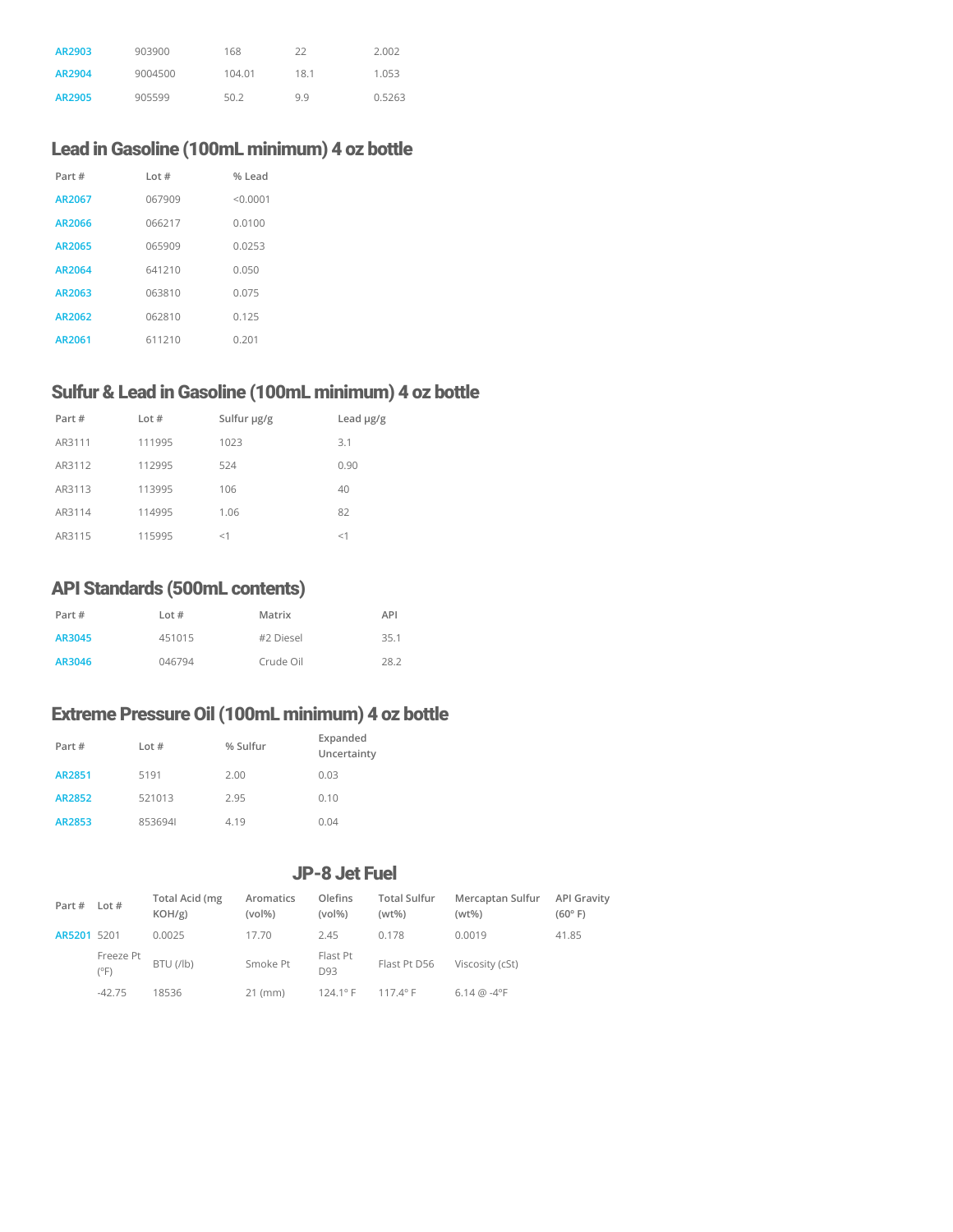| | | | | |
|---|---|---|---|---|
| AR2903 | 903900 | 168 | 22 | 2.002 |
| AR2904 | 9004500 | 104.01 | 18.1 | 1.053 |
| AR2905 | 905599 | 50.2 | 9.9 | 0.5263 |

## Lead in Gasoline (100mL minimum) 4 oz bottle

| Part # | Lot # | % Lead |
|---|---|---|
| AR2067 | 067909 | <0.0001 |
| AR2066 | 066217 | 0.0100 |
| AR2065 | 065909 | 0.0253 |
| AR2064 | 641210 | 0.050 |
| AR2063 | 063810 | 0.075 |
| AR2062 | 062810 | 0.125 |
| AR2061 | 611210 | 0.201 |

## Sulfur & Lead in Gasoline (100mL minimum) 4 oz bottle

| Part # | Lot # | Sulfur µg/g | Lead µg/g |
|---|---|---|---|
| AR3111 | 111995 | 1023 | 3.1 |
| AR3112 | 112995 | 524 | 0.90 |
| AR3113 | 113995 | 106 | 40 |
| AR3114 | 114995 | 1.06 | 82 |
| AR3115 | 115995 | <1 | <1 |

## API Standards (500mL contents)

| Part # | Lot # | Matrix | API |
|---|---|---|---|
| AR3045 | 451015 | #2 Diesel | 35.1 |
| AR3046 | 046794 | Crude Oil | 28.2 |

## Extreme Pressure Oil (100mL minimum) 4 oz bottle

| Part # | Lot # | % Sulfur | Expanded Uncertainty |
|---|---|---|---|
| AR2851 | 5191 | 2.00 | 0.03 |
| AR2852 | 521013 | 2.95 | 0.10 |
| AR2853 | 853694I | 4.19 | 0.04 |

## JP-8 Jet Fuel

| Part # | Lot # | Total Acid (mg KOH/g) | Aromatics (vol%) | Olefins (vol%) | Total Sulfur (wt%) | Mercaptan Sulfur (wt%) | API Gravity (60° F) |
|---|---|---|---|---|---|---|---|
| AR5201 | 5201 | 0.0025 | 17.70 | 2.45 | 0.178 | 0.0019 | 41.85 |
| | Freeze Pt (°F) | BTU (/lb) | Smoke Pt | Flast Pt D93 | Flast Pt D56 | Viscosity (cSt) | |
| | -42.75 | 18536 | 21 (mm) | 124.1° F | 117.4° F | 6.14 @ -4°F | |